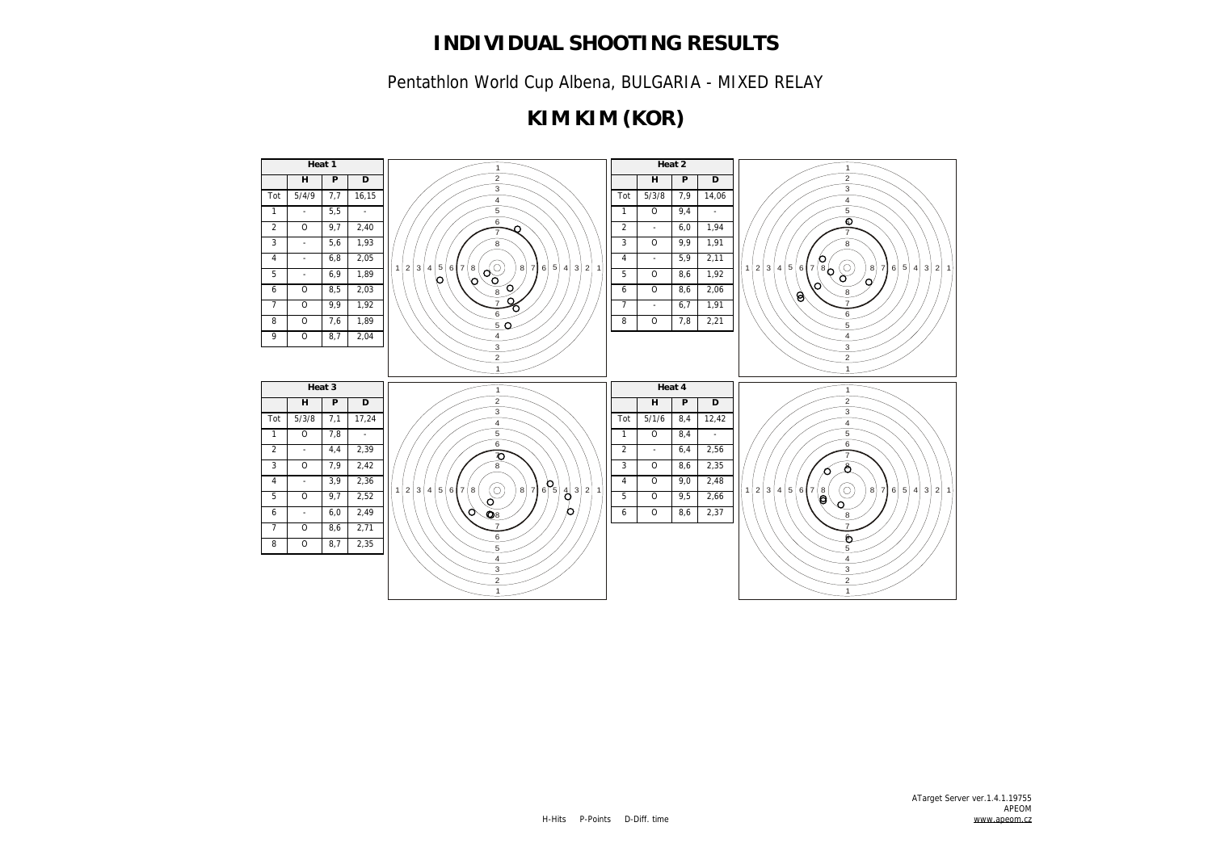# INDIVIDUAL SHOOTING RESULTS

Pentathlon World Cup Albena, BULGARIA - MIXED RELAY

## KIM KIM (KOR)

**Heat 1**

| | H | P | D |
|---|---|---|---|
| Tot | 5/4/9 | 7,7 | 16,15 |
| 1 | - | 5,5 | - |
| 2 | O | 9,7 | 2,40 |
| 3 | - | 5,6 | 1,93 |
| 4 | - | 6,8 | 2,05 |
| 5 | - | 6,9 | 1,89 |
| 6 | O | 8,5 | 2,03 |
| 7 | O | 9,9 | 1,92 |
| 8 | O | 7,6 | 1,89 |
| 9 | O | 8,7 | 2,04 |

**Heat 2**

| | H | P | D |
|---|---|---|---|
| Tot | 5/3/8 | 7,9 | 14,06 |
| 1 | O | 9,4 | - |
| 2 | - | 6,0 | 1,94 |
| 3 | O | 9,9 | 1,91 |
| 4 | - | 5,9 | 2,11 |
| 5 | O | 8,6 | 1,92 |
| 6 | O | 8,6 | 2,06 |
| 7 | - | 6,7 | 1,91 |
| 8 | O | 7,8 | 2,21 |

**Heat 3**

| | H | P | D |
|---|---|---|---|
| Tot | 5/3/8 | 7,1 | 17,24 |
| 1 | O | 7,8 | - |
| 2 | - | 4,4 | 2,39 |
| 3 | O | 7,9 | 2,42 |
| 4 | - | 3,9 | 2,36 |
| 5 | O | 9,7 | 2,52 |
| 6 | - | 6,0 | 2,49 |
| 7 | O | 8,6 | 2,71 |
| 8 | O | 8,7 | 2,35 |

**Heat 4**

| | H | P | D |
|---|---|---|---|
| Tot | 5/1/6 | 8,4 | 12,42 |
| 1 | O | 8,4 | - |
| 2 | - | 6,4 | 2,56 |
| 3 | O | 8,6 | 2,35 |
| 4 | O | 9,0 | 2,48 |
| 5 | O | 9,5 | 2,66 |
| 6 | O | 8,6 | 2,37 |

H-Hits P-Points D-Diff. time

ATarget Server ver.1.4.1.19755
APEOM
www.apeom.cz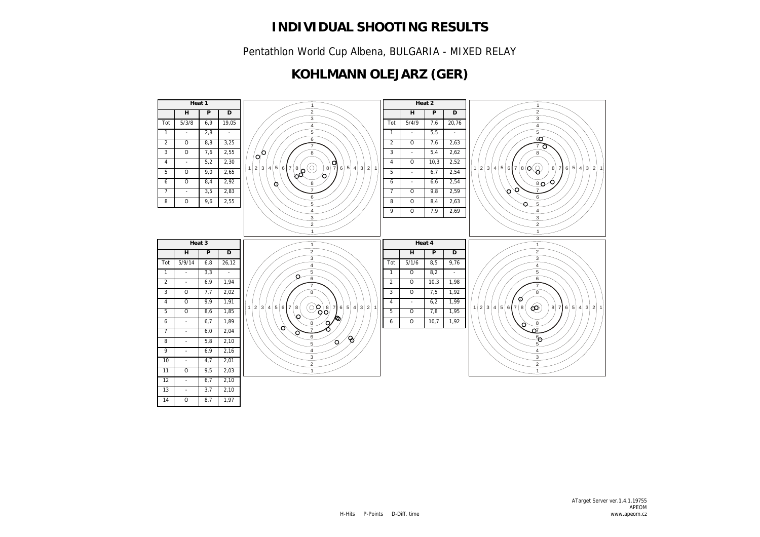# INDIVIDUAL SHOOTING RESULTS

Pentathlon World Cup Albena, BULGARIA - MIXED RELAY

## KOHLMANN OLEJARZ (GER)

**Heat 1**

| | H | P | D |
|---|---|---|---|
| Tot | 5/3/8 | 6,9 | 19,05 |
| 1 | - | 2,8 | - |
| 2 | O | 8,8 | 3,25 |
| 3 | O | 7,6 | 2,55 |
| 4 | - | 5,2 | 2,30 |
| 5 | O | 9,0 | 2,65 |
| 6 | O | 8,4 | 2,92 |
| 7 | - | 3,5 | 2,83 |
| 8 | O | 9,6 | 2,55 |

**Heat 2**

| | H | P | D |
|---|---|---|---|
| Tot | 5/4/9 | 7,6 | 20,76 |
| 1 | - | 5,5 | - |
| 2 | O | 7,6 | 2,63 |
| 3 | - | 5,4 | 2,62 |
| 4 | O | 10,3 | 2,52 |
| 5 | - | 6,7 | 2,54 |
| 6 | - | 6,6 | 2,54 |
| 7 | O | 9,8 | 2,59 |
| 8 | O | 8,4 | 2,63 |
| 9 | O | 7,9 | 2,69 |

**Heat 3**

| | H | P | D |
|---|---|---|---|
| Tot | 5/9/14 | 6,8 | 26,12 |
| 1 | - | 3,3 | - |
| 2 | - | 6,9 | 1,94 |
| 3 | O | 7,7 | 2,02 |
| 4 | O | 9,9 | 1,91 |
| 5 | O | 8,6 | 1,85 |
| 6 | - | 6,7 | 1,89 |
| 7 | - | 6,0 | 2,04 |
| 8 | - | 5,8 | 2,10 |
| 9 | - | 6,9 | 2,16 |
| 10 | - | 4,7 | 2,01 |
| 11 | O | 9,5 | 2,03 |
| 12 | - | 6,7 | 2,10 |
| 13 | - | 3,7 | 2,10 |
| 14 | O | 8,7 | 1,97 |

**Heat 4**

| | H | P | D |
|---|---|---|---|
| Tot | 5/1/6 | 8,5 | 9,76 |
| 1 | O | 8,2 | - |
| 2 | O | 10,3 | 1,98 |
| 3 | O | 7,5 | 1,92 |
| 4 | - | 6,2 | 1,99 |
| 5 | O | 7,8 | 1,95 |
| 6 | O | 10,7 | 1,92 |

H-Hits P-Points D-Diff. time

ATarget Server ver.1.4.1.19755
APEOM
www.apeom.cz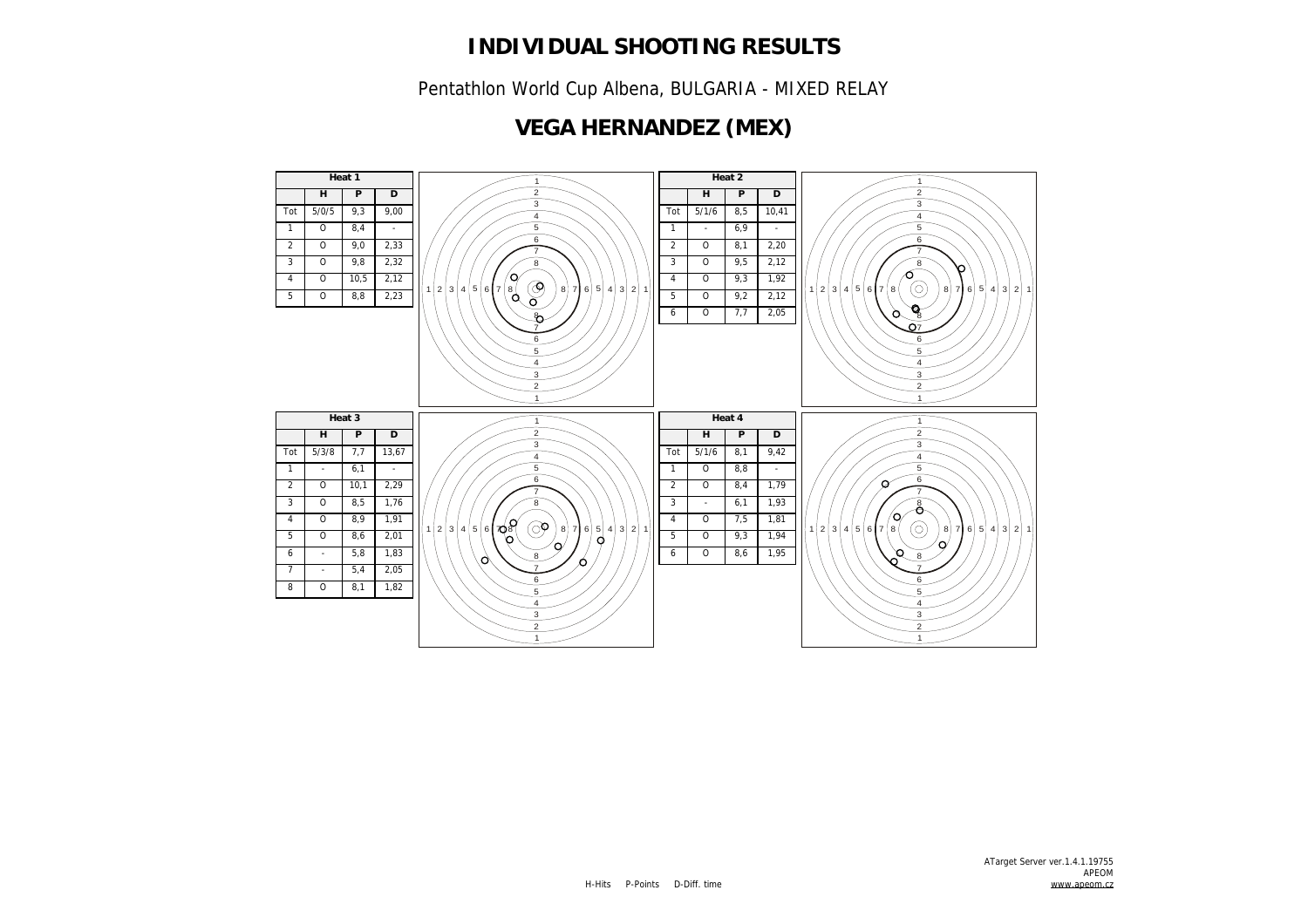# INDIVIDUAL SHOOTING RESULTS

Pentathlon World Cup Albena, BULGARIA - MIXED RELAY

## VEGA HERNANDEZ (MEX)

| Heat 1 | H | P | D |
|---|---|---|---|
| Tot | 5/0/5 | 9,3 | 9,00 |
| 1 | O | 8,4 | - |
| 2 | O | 9,0 | 2,33 |
| 3 | O | 9,8 | 2,32 |
| 4 | O | 10,5 | 2,12 |
| 5 | O | 8,8 | 2,23 |

| Heat 2 | H | P | D |
|---|---|---|---|
| Tot | 5/1/6 | 8,5 | 10,41 |
| 1 | - | 6,9 | - |
| 2 | O | 8,1 | 2,20 |
| 3 | O | 9,5 | 2,12 |
| 4 | O | 9,3 | 1,92 |
| 5 | O | 9,2 | 2,12 |
| 6 | O | 7,7 | 2,05 |

| Heat 3 | H | P | D |
|---|---|---|---|
| Tot | 5/3/8 | 7,7 | 13,67 |
| 1 | - | 6,1 | - |
| 2 | O | 10,1 | 2,29 |
| 3 | O | 8,5 | 1,76 |
| 4 | O | 8,9 | 1,91 |
| 5 | O | 8,6 | 2,01 |
| 6 | - | 5,8 | 1,83 |
| 7 | - | 5,4 | 2,05 |
| 8 | O | 8,1 | 1,82 |

| Heat 4 | H | P | D |
|---|---|---|---|
| Tot | 5/1/6 | 8,1 | 9,42 |
| 1 | O | 8,8 | - |
| 2 | O | 8,4 | 1,79 |
| 3 | - | 6,1 | 1,93 |
| 4 | O | 7,5 | 1,81 |
| 5 | O | 9,3 | 1,94 |
| 6 | O | 8,6 | 1,95 |

H-Hits P-Points D-Diff. time

ATarget Server ver.1.4.1.19755
APEOM
www.apeom.cz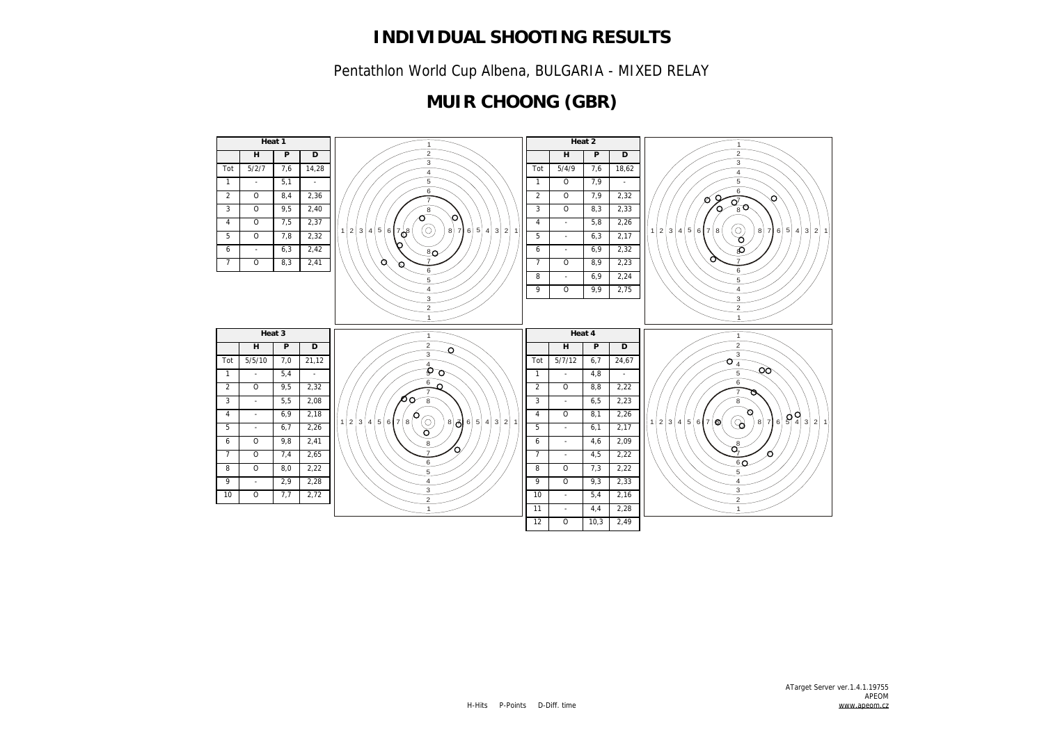# INDIVIDUAL SHOOTING RESULTS

Pentathlon World Cup Albena, BULGARIA - MIXED RELAY

## MUIR CHOONG (GBR)

**Heat 1**

| | H | P | D |
|---|---|---|---|
| Tot | 5/2/7 | 7,6 | 14,28 |
| 1 | - | 5,1 | - |
| 2 | O | 8,4 | 2,36 |
| 3 | O | 9,5 | 2,40 |
| 4 | O | 7,5 | 2,37 |
| 5 | O | 7,8 | 2,32 |
| 6 | - | 6,3 | 2,42 |
| 7 | O | 8,3 | 2,41 |

**Heat 2**

| | H | P | D |
|---|---|---|---|
| Tot | 5/4/9 | 7,6 | 18,62 |
| 1 | O | 7,9 | - |
| 2 | O | 7,9 | 2,32 |
| 3 | O | 8,3 | 2,33 |
| 4 | - | 5,8 | 2,26 |
| 5 | - | 6,3 | 2,17 |
| 6 | - | 6,9 | 2,32 |
| 7 | O | 8,9 | 2,23 |
| 8 | - | 6,9 | 2,24 |
| 9 | O | 9,9 | 2,75 |

**Heat 3**

| | H | P | D |
|---|---|---|---|
| Tot | 5/5/10 | 7,0 | 21,12 |
| 1 | - | 5,4 | - |
| 2 | O | 9,5 | 2,32 |
| 3 | - | 5,5 | 2,08 |
| 4 | - | 6,9 | 2,18 |
| 5 | - | 6,7 | 2,26 |
| 6 | O | 9,8 | 2,41 |
| 7 | O | 7,4 | 2,65 |
| 8 | O | 8,0 | 2,22 |
| 9 | - | 2,9 | 2,28 |
| 10 | O | 7,7 | 2,72 |

**Heat 4**

| | H | P | D |
|---|---|---|---|
| Tot | 5/7/12 | 6,7 | 24,67 |
| 1 | - | 4,8 | - |
| 2 | O | 8,8 | 2,22 |
| 3 | - | 6,5 | 2,23 |
| 4 | O | 8,1 | 2,26 |
| 5 | - | 6,1 | 2,17 |
| 6 | - | 4,6 | 2,09 |
| 7 | - | 4,5 | 2,22 |
| 8 | O | 7,3 | 2,22 |
| 9 | O | 9,3 | 2,33 |
| 10 | - | 5,4 | 2,16 |
| 11 | - | 4,4 | 2,28 |
| 12 | O | 10,3 | 2,49 |

H-Hits P-Points D-Diff. time

ATarget Server ver.1.4.1.19755
APEOM
www.apeom.cz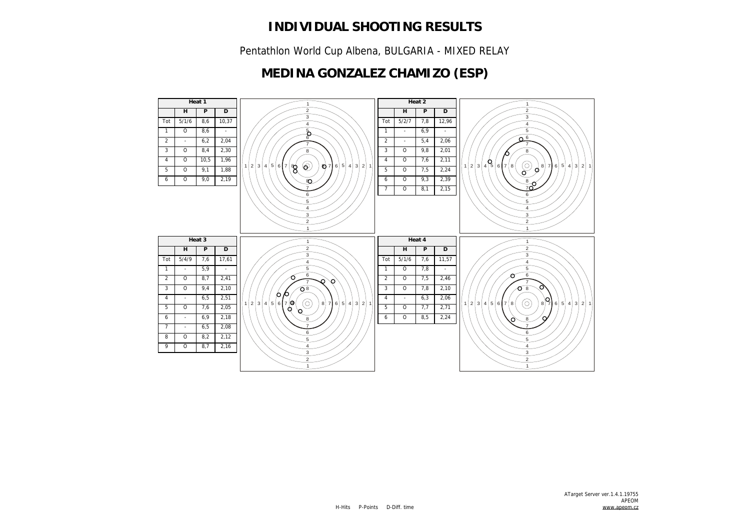# INDIVIDUAL SHOOTING RESULTS

Pentathlon World Cup Albena, BULGARIA - MIXED RELAY

## MEDINA GONZALEZ CHAMIZO (ESP)

| Heat 1 | | | |
|---|---|---|---|
| | H | P | D |
| Tot | 5/1/6 | 8,6 | 10,37 |
| 1 | O | 8,6 | - |
| 2 | - | 6,2 | 2,04 |
| 3 | O | 8,4 | 2,30 |
| 4 | O | 10,5 | 1,96 |
| 5 | O | 9,1 | 1,88 |
| 6 | O | 9,0 | 2,19 |

| Heat 2 | | | |
|---|---|---|---|
| | H | P | D |
| Tot | 5/2/7 | 7,8 | 12,96 |
| 1 | - | 6,9 | - |
| 2 | - | 5,4 | 2,06 |
| 3 | O | 9,8 | 2,01 |
| 4 | O | 7,6 | 2,11 |
| 5 | O | 7,5 | 2,24 |
| 6 | O | 9,3 | 2,39 |
| 7 | O | 8,1 | 2,15 |

| Heat 3 | | | |
|---|---|---|---|
| | H | P | D |
| Tot | 5/4/9 | 7,6 | 17,61 |
| 1 | - | 5,9 | - |
| 2 | O | 8,7 | 2,41 |
| 3 | O | 9,4 | 2,10 |
| 4 | - | 6,5 | 2,51 |
| 5 | O | 7,6 | 2,05 |
| 6 | - | 6,9 | 2,18 |
| 7 | - | 6,5 | 2,08 |
| 8 | O | 8,2 | 2,12 |
| 9 | O | 8,7 | 2,16 |

| Heat 4 | | | |
|---|---|---|---|
| | H | P | D |
| Tot | 5/1/6 | 7,6 | 11,57 |
| 1 | O | 7,8 | - |
| 2 | O | 7,5 | 2,46 |
| 3 | O | 7,8 | 2,10 |
| 4 | - | 6,3 | 2,06 |
| 5 | O | 7,7 | 2,71 |
| 6 | O | 8,5 | 2,24 |

H-Hits P-Points D-Diff. time

ATarget Server ver.1.4.1.19755
APEOM
www.apeom.cz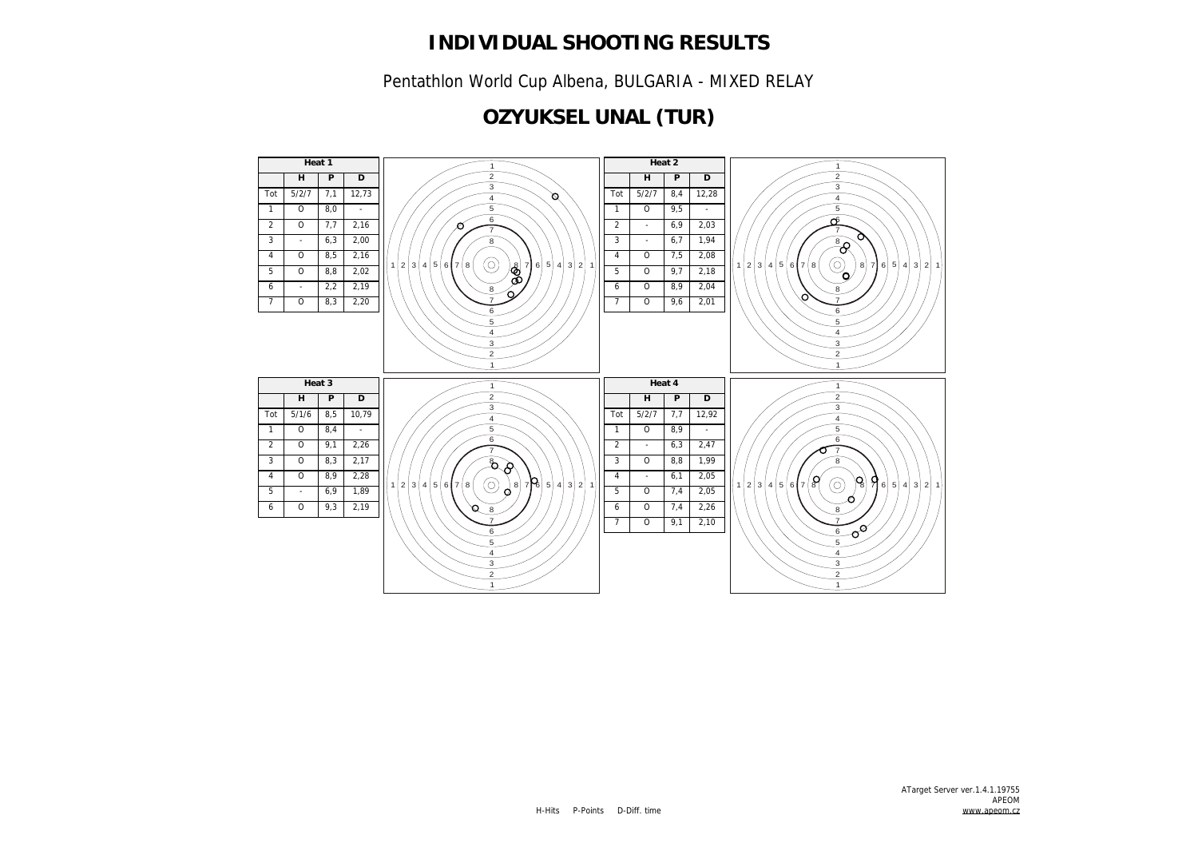# INDIVIDUAL SHOOTING RESULTS

Pentathlon World Cup Albena, BULGARIA - MIXED RELAY

## OZYUKSEL UNAL (TUR)

**Heat 1**

| | H | P | D |
|---|---|---|---|
| Tot | 5/2/7 | 7,1 | 12,73 |
| 1 | O | 8,0 | - |
| 2 | O | 7,7 | 2,16 |
| 3 | - | 6,3 | 2,00 |
| 4 | O | 8,5 | 2,16 |
| 5 | O | 8,8 | 2,02 |
| 6 | - | 2,2 | 2,19 |
| 7 | O | 8,3 | 2,20 |

**Heat 2**

| | H | P | D |
|---|---|---|---|
| Tot | 5/2/7 | 8,4 | 12,28 |
| 1 | O | 9,5 | - |
| 2 | - | 6,9 | 2,03 |
| 3 | - | 6,7 | 1,94 |
| 4 | O | 7,5 | 2,08 |
| 5 | O | 9,7 | 2,18 |
| 6 | O | 8,9 | 2,04 |
| 7 | O | 9,6 | 2,01 |

**Heat 3**

| | H | P | D |
|---|---|---|---|
| Tot | 5/1/6 | 8,5 | 10,79 |
| 1 | O | 8,4 | - |
| 2 | O | 9,1 | 2,26 |
| 3 | O | 8,3 | 2,17 |
| 4 | O | 8,9 | 2,28 |
| 5 | - | 6,9 | 1,89 |
| 6 | O | 9,3 | 2,19 |

**Heat 4**

| | H | P | D |
|---|---|---|---|
| Tot | 5/2/7 | 7,7 | 12,92 |
| 1 | O | 8,9 | - |
| 2 | - | 6,3 | 2,47 |
| 3 | O | 8,8 | 1,99 |
| 4 | - | 6,1 | 2,05 |
| 5 | O | 7,4 | 2,05 |
| 6 | O | 7,4 | 2,26 |
| 7 | O | 9,1 | 2,10 |

H-Hits P-Points D-Diff. time

ATarget Server ver.1.4.1.19755
APEOM
www.apeom.cz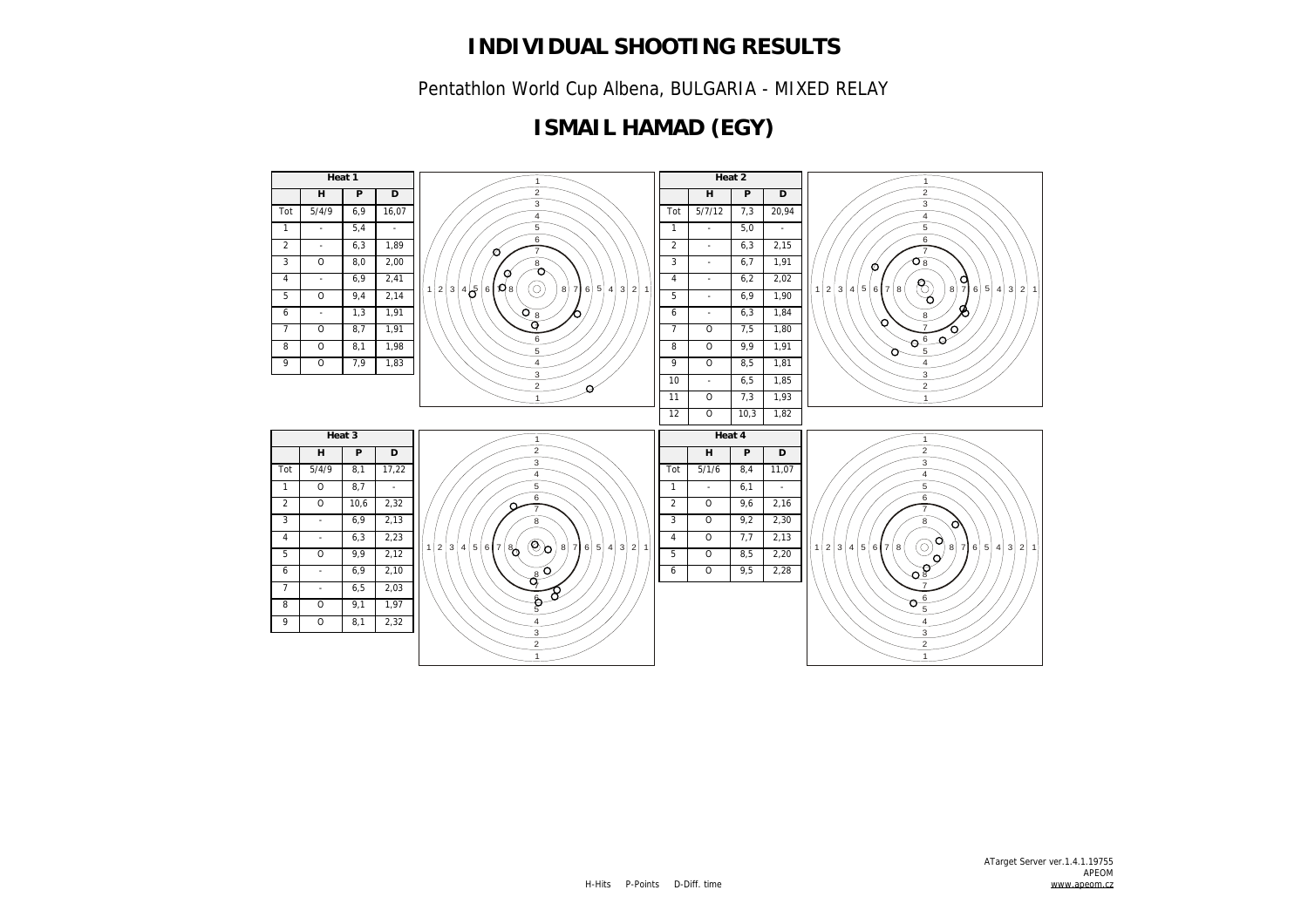# INDIVIDUAL SHOOTING RESULTS

Pentathlon World Cup Albena, BULGARIA - MIXED RELAY

## ISMAIL HAMAD (EGY)

| Heat 1 | | | |
|---|---|---|---|
| | H | P | D |
| Tot | 5/4/9 | 6,9 | 16,07 |
| 1 | - | 5,4 | - |
| 2 | - | 6,3 | 1,89 |
| 3 | O | 8,0 | 2,00 |
| 4 | - | 6,9 | 2,41 |
| 5 | O | 9,4 | 2,14 |
| 6 | - | 1,3 | 1,91 |
| 7 | O | 8,7 | 1,91 |
| 8 | O | 8,1 | 1,98 |
| 9 | O | 7,9 | 1,83 |

| Heat 2 | | | |
|---|---|---|---|
| | H | P | D |
| Tot | 5/7/12 | 7,3 | 20,94 |
| 1 | - | 5,0 | - |
| 2 | - | 6,3 | 2,15 |
| 3 | - | 6,7 | 1,91 |
| 4 | - | 6,2 | 2,02 |
| 5 | - | 6,9 | 1,90 |
| 6 | - | 6,3 | 1,84 |
| 7 | O | 7,5 | 1,80 |
| 8 | O | 9,9 | 1,91 |
| 9 | O | 8,5 | 1,81 |
| 10 | - | 6,5 | 1,85 |
| 11 | O | 7,3 | 1,93 |
| 12 | O | 10,3 | 1,82 |

| Heat 3 | | | |
|---|---|---|---|
| | H | P | D |
| Tot | 5/4/9 | 8,1 | 17,22 |
| 1 | O | 8,7 | - |
| 2 | O | 10,6 | 2,32 |
| 3 | - | 6,9 | 2,13 |
| 4 | - | 6,3 | 2,23 |
| 5 | O | 9,9 | 2,12 |
| 6 | - | 6,9 | 2,10 |
| 7 | - | 6,5 | 2,03 |
| 8 | O | 9,1 | 1,97 |
| 9 | O | 8,1 | 2,32 |

| Heat 4 | | | |
|---|---|---|---|
| | H | P | D |
| Tot | 5/1/6 | 8,4 | 11,07 |
| 1 | - | 6,1 | - |
| 2 | O | 9,6 | 2,16 |
| 3 | O | 9,2 | 2,30 |
| 4 | O | 7,7 | 2,13 |
| 5 | O | 8,5 | 2,20 |
| 6 | O | 9,5 | 2,28 |

H-Hits P-Points D-Diff. time

ATarget Server ver.1.4.1.19755
APEOM
www.apeom.cz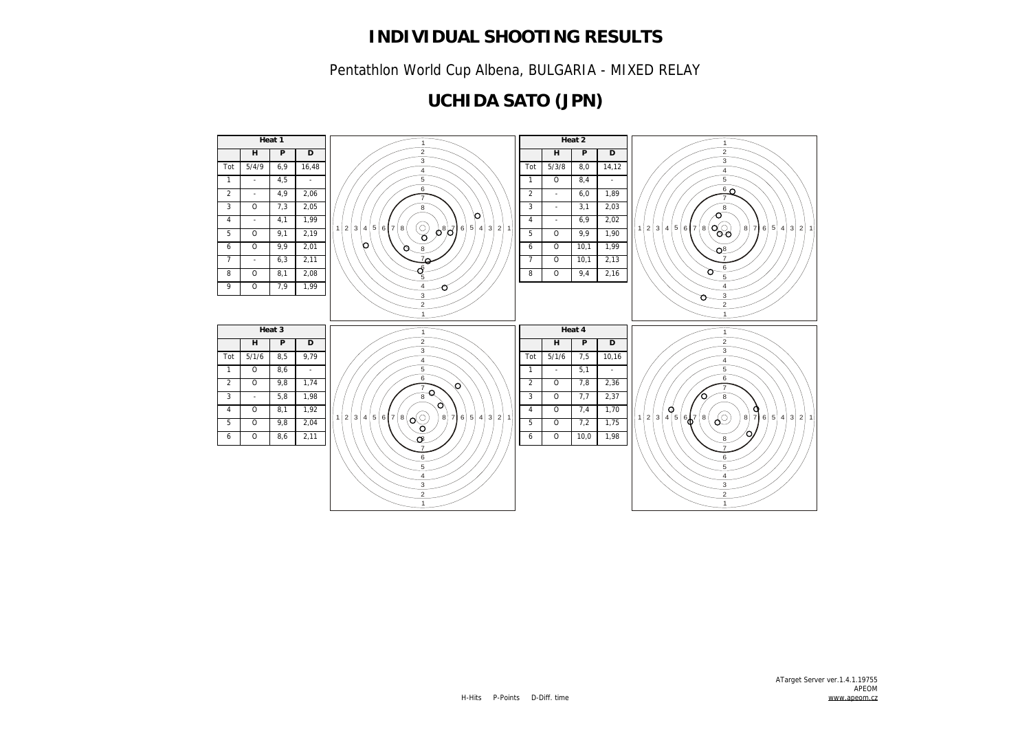# INDIVIDUAL SHOOTING RESULTS

Pentathlon World Cup Albena, BULGARIA - MIXED RELAY

## UCHIDA SATO (JPN)

**Heat 1**

| | H | P | D |
|---|---|---|---|
| Tot | 5/4/9 | 6,9 | 16,48 |
| 1 | - | 4,5 | - |
| 2 | - | 4,9 | 2,06 |
| 3 | O | 7,3 | 2,05 |
| 4 | - | 4,1 | 1,99 |
| 5 | O | 9,1 | 2,19 |
| 6 | O | 9,9 | 2,01 |
| 7 | - | 6,3 | 2,11 |
| 8 | O | 8,1 | 2,08 |
| 9 | O | 7,9 | 1,99 |

**Heat 2**

| | H | P | D |
|---|---|---|---|
| Tot | 5/3/8 | 8,0 | 14,12 |
| 1 | O | 8,4 | - |
| 2 | - | 6,0 | 1,89 |
| 3 | - | 3,1 | 2,03 |
| 4 | - | 6,9 | 2,02 |
| 5 | O | 9,9 | 1,90 |
| 6 | O | 10,1 | 1,99 |
| 7 | O | 10,1 | 2,13 |
| 8 | O | 9,4 | 2,16 |

**Heat 3**

| | H | P | D |
|---|---|---|---|
| Tot | 5/1/6 | 8,5 | 9,79 |
| 1 | O | 8,6 | - |
| 2 | O | 9,8 | 1,74 |
| 3 | - | 5,8 | 1,98 |
| 4 | O | 8,1 | 1,92 |
| 5 | O | 9,8 | 2,04 |
| 6 | O | 8,6 | 2,11 |

**Heat 4**

| | H | P | D |
|---|---|---|---|
| Tot | 5/1/6 | 7,5 | 10,16 |
| 1 | - | 5,1 | - |
| 2 | O | 7,8 | 2,36 |
| 3 | O | 7,7 | 2,37 |
| 4 | O | 7,4 | 1,70 |
| 5 | O | 7,2 | 1,75 |
| 6 | O | 10,0 | 1,98 |

H-Hits P-Points D-Diff. time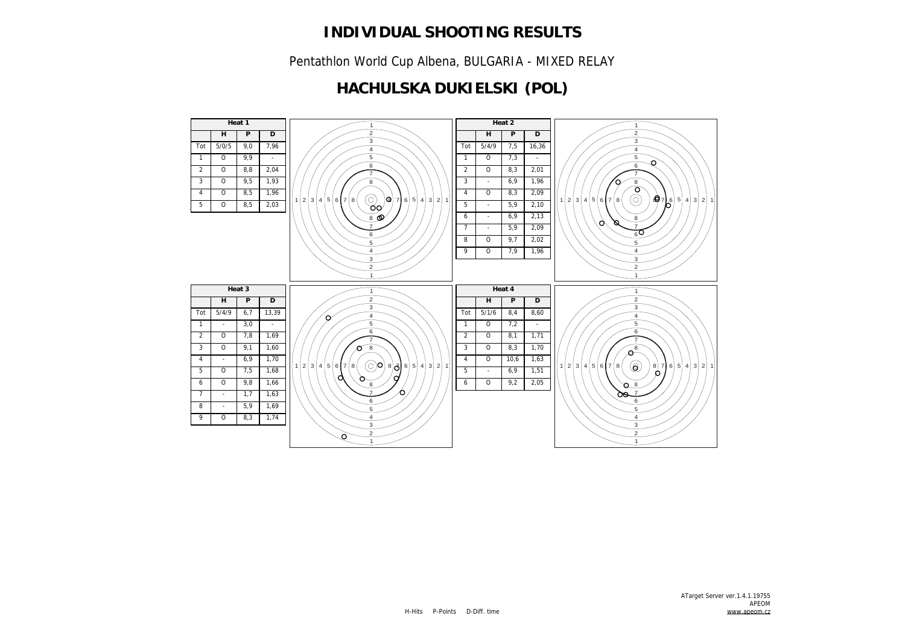# INDIVIDUAL SHOOTING RESULTS

Pentathlon World Cup Albena, BULGARIA - MIXED RELAY

## HACHULSKA DUKIELSKI (POL)

**Heat 1**

| | H | P | D |
|---|---|---|---|
| Tot | 5/0/5 | 9,0 | 7,96 |
| 1 | O | 9,9 | - |
| 2 | O | 8,8 | 2,04 |
| 3 | O | 9,5 | 1,93 |
| 4 | O | 8,5 | 1,96 |
| 5 | O | 8,5 | 2,03 |

**Heat 2**

| | H | P | D |
|---|---|---|---|
| Tot | 5/4/9 | 7,5 | 16,36 |
| 1 | O | 7,3 | - |
| 2 | O | 8,3 | 2,01 |
| 3 | - | 6,9 | 1,96 |
| 4 | O | 8,3 | 2,09 |
| 5 | - | 5,9 | 2,10 |
| 6 | - | 6,9 | 2,13 |
| 7 | - | 5,9 | 2,09 |
| 8 | O | 9,7 | 2,02 |
| 9 | O | 7,9 | 1,96 |

**Heat 3**

| | H | P | D |
|---|---|---|---|
| Tot | 5/4/9 | 6,7 | 13,39 |
| 1 | - | 3,0 | - |
| 2 | O | 7,8 | 1,69 |
| 3 | O | 9,1 | 1,60 |
| 4 | - | 6,9 | 1,70 |
| 5 | O | 7,5 | 1,68 |
| 6 | O | 9,8 | 1,66 |
| 7 | - | 1,7 | 1,63 |
| 8 | - | 5,9 | 1,69 |
| 9 | O | 8,3 | 1,74 |

**Heat 4**

| | H | P | D |
|---|---|---|---|
| Tot | 5/1/6 | 8,4 | 8,60 |
| 1 | O | 7,2 | - |
| 2 | O | 8,1 | 1,71 |
| 3 | O | 8,3 | 1,70 |
| 4 | O | 10,6 | 1,63 |
| 5 | - | 6,9 | 1,51 |
| 6 | O | 9,2 | 2,05 |

H-Hits P-Points D-Diff. time

ATarget Server ver.1.4.1.19755
APEOM
www.apeom.cz